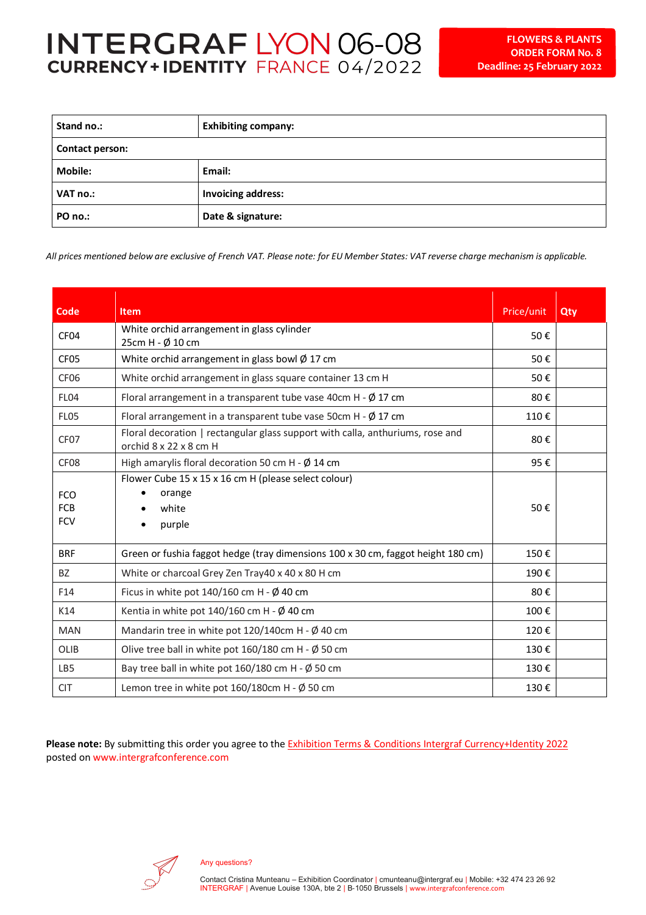# INTERGRAF LYON 06-08
## CURRENCY+IDENTITY FRANCE 04/2022

**FLOWERS & PLANTS**
**ORDER FORM No. 8**
**Deadline: 25 February 2022**

| **Stand no.:** | **Exhibiting company:** |
|---|---|
| **Contact person:** | |
| **Mobile:** | **Email:** |
| **VAT no.:** | **Invoicing address:** |
| **PO no.:** | **Date & signature:** |

*All prices mentioned below are exclusive of French VAT. Please note: for EU Member States: VAT reverse charge mechanism is applicable.*

| Code | Item | Price/unit | Qty |
|---|---|---|---|
| CF04 | White orchid arrangement in glass cylinder 25cm H - Ø 10 cm | 50 € | |
| CF05 | White orchid arrangement in glass bowl Ø 17 cm | 50 € | |
| CF06 | White orchid arrangement in glass square container 13 cm H | 50 € | |
| FL04 | Floral arrangement in a transparent tube vase 40cm H - Ø 17 cm | 80 € | |
| FL05 | Floral arrangement in a transparent tube vase 50cm H - Ø 17 cm | 110 € | |
| CF07 | Floral decoration \| rectangular glass support with calla, anthuriums, rose and orchid 8 x 22 x 8 cm H | 80 € | |
| CF08 | High amarylis floral decoration 50 cm H - Ø 14 cm | 95 € | |
| FCO<br>FCB<br>FCV | Flower Cube 15 x 15 x 16 cm H (please select colour)<br>• orange<br>• white<br>• purple | 50 € | |
| BRF | Green or fushia faggot hedge (tray dimensions 100 x 30 cm, faggot height 180 cm) | 150 € | |
| BZ | White or charcoal Grey Zen Tray40 x 40 x 80 H cm | 190 € | |
| F14 | Ficus in white pot 140/160 cm H - Ø 40 cm | 80 € | |
| K14 | Kentia in white pot 140/160 cm H - Ø 40 cm | 100 € | |
| MAN | Mandarin tree in white pot 120/140cm H - Ø 40 cm | 120 € | |
| OLIB | Olive tree ball in white pot 160/180 cm H - Ø 50 cm | 130 € | |
| LB5 | Bay tree ball in white pot 160/180 cm H - Ø 50 cm | 130 € | |
| CIT | Lemon tree in white pot 160/180cm H - Ø 50 cm | 130 € | |

**Please note:** By submitting this order you agree to the Exhibition Terms & Conditions Intergraf Currency+Identity 2022 posted on www.intergrafconference.com

Any questions?

Contact Cristina Munteanu – Exhibition Coordinator | cmunteanu@intergraf.eu | Mobile: +32 474 23 26 92
INTERGRAF | Avenue Louise 130A, bte 2 | B-1050 Brussels | www.intergrafconference.com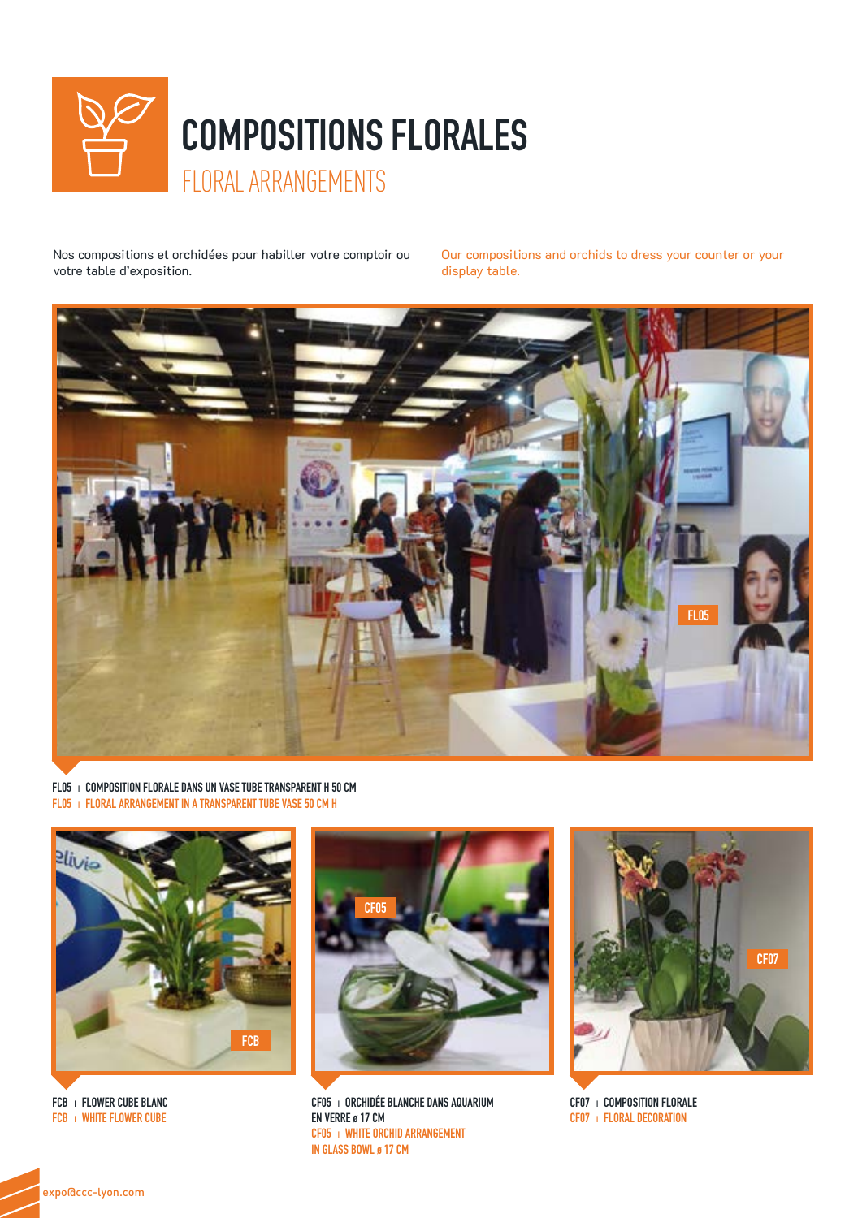# COMPOSITIONS FLORALES

## FLORAL ARRANGEMENTS

Nos compositions et orchidées pour habiller votre comptoir ou votre table d'exposition.

Our compositions and orchids to dress your counter or your display table.

FL05 | COMPOSITION FLORALE DANS UN VASE TUBE TRANSPARENT H 50 CM
FL05 | FLORAL ARRANGEMENT IN A TRANSPARENT TUBE VASE 50 CM H

FCB | FLOWER CUBE BLANC
FCB | WHITE FLOWER CUBE

CF05 | ORCHIDÉE BLANCHE DANS AQUARIUM EN VERRE ø 17 CM
CF05 | WHITE ORCHID ARRANGEMENT IN GLASS BOWL ø 17 CM

CF07 | COMPOSITION FLORALE
CF07 | FLORAL DECORATION

expo@ccc-lyon.com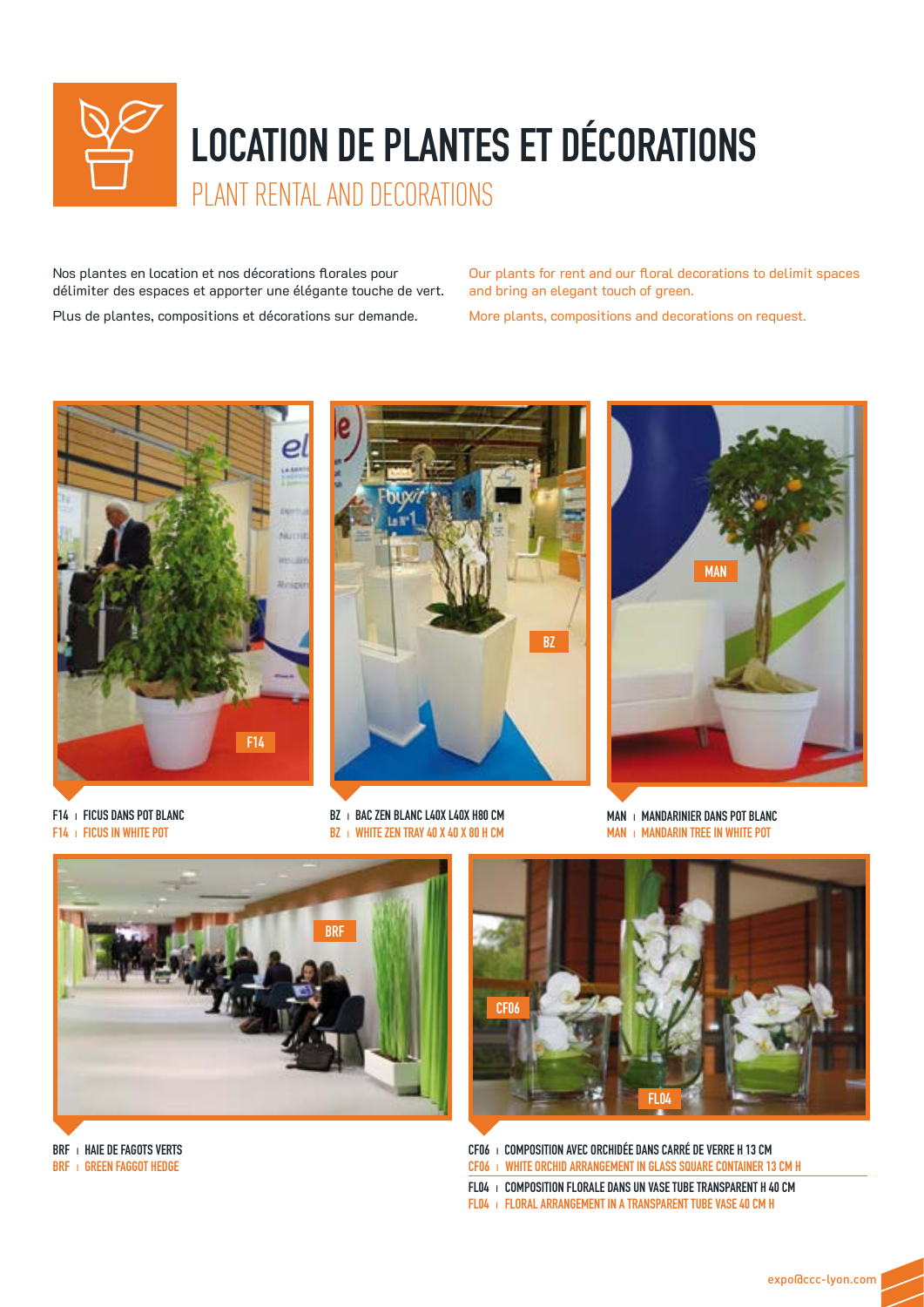# LOCATION DE PLANTES ET DÉCORATIONS

## PLANT RENTAL AND DECORATIONS

Nos plantes en location et nos décorations florales pour délimiter des espaces et apporter une élégante touche de vert.

Plus de plantes, compositions et décorations sur demande.

Our plants for rent and our floral decorations to delimit spaces and bring an elegant touch of green.

More plants, compositions and decorations on request.

F14 | FICUS DANS POT BLANC
F14 | FICUS IN WHITE POT

BZ | BAC ZEN BLANC L40X L40X H80 CM
BZ | WHITE ZEN TRAY 40 X 40 X 80 H CM

MAN | MANDARINIER DANS POT BLANC
MAN | MANDARIN TREE IN WHITE POT

BRF | HAIE DE FAGOTS VERTS
BRF | GREEN FAGGOT HEDGE

CF06 | COMPOSITION AVEC ORCHIDÉE DANS CARRÉ DE VERRE H 13 CM
CF06 | WHITE ORCHID ARRANGEMENT IN GLASS SQUARE CONTAINER 13 CM H

FL04 | COMPOSITION FLORALE DANS UN VASE TUBE TRANSPARENT H 40 CM
FL04 | FLORAL ARRANGEMENT IN A TRANSPARENT TUBE VASE 40 CM H

expo@ccc-lyon.com